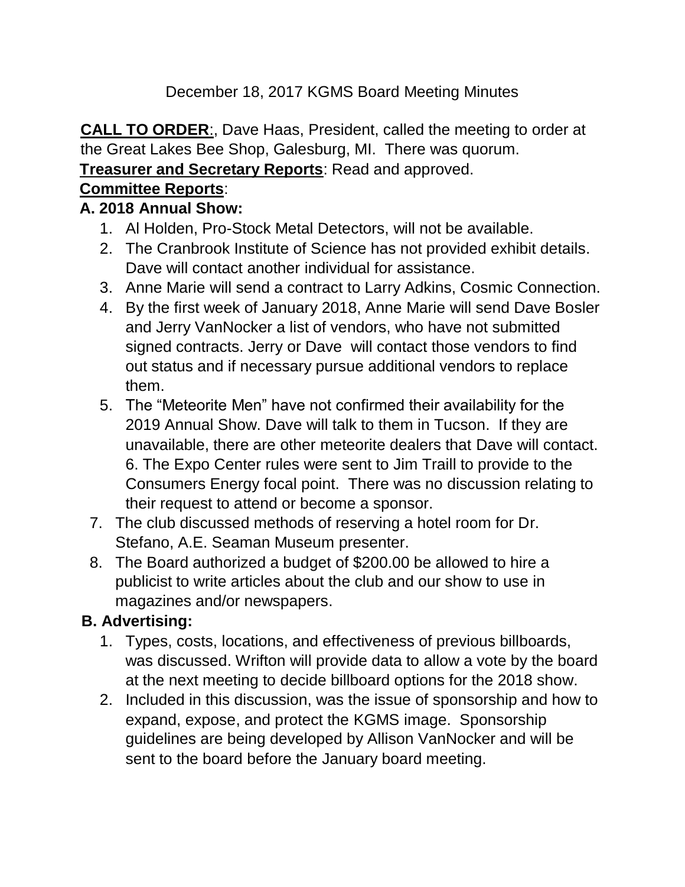December 18, 2017 KGMS Board Meeting Minutes

**CALL TO ORDER**:, Dave Haas, President, called the meeting to order at the Great Lakes Bee Shop, Galesburg, MI. There was quorum.

**Treasurer and Secretary Reports**: Read and approved.

**Committee Reports**:

**A. 2018 Annual Show:**

1. Al Holden, Pro-Stock Metal Detectors, will not be available.
2. The Cranbrook Institute of Science has not provided exhibit details. Dave will contact another individual for assistance.
3. Anne Marie will send a contract to Larry Adkins, Cosmic Connection.
4. By the first week of January 2018, Anne Marie will send Dave Bosler and Jerry VanNocker a list of vendors, who have not submitted signed contracts. Jerry or Dave will contact those vendors to find out status and if necessary pursue additional vendors to replace them.
5. The "Meteorite Men" have not confirmed their availability for the 2019 Annual Show. Dave will talk to them in Tucson. If they are unavailable, there are other meteorite dealers that Dave will contact.
6. The Expo Center rules were sent to Jim Traill to provide to the Consumers Energy focal point. There was no discussion relating to their request to attend or become a sponsor.
7. The club discussed methods of reserving a hotel room for Dr. Stefano, A.E. Seaman Museum presenter.
8. The Board authorized a budget of $200.00 be allowed to hire a publicist to write articles about the club and our show to use in magazines and/or newspapers.

**B. Advertising:**

1. Types, costs, locations, and effectiveness of previous billboards, was discussed. Wrifton will provide data to allow a vote by the board at the next meeting to decide billboard options for the 2018 show.
2. Included in this discussion, was the issue of sponsorship and how to expand, expose, and protect the KGMS image. Sponsorship guidelines are being developed by Allison VanNocker and will be sent to the board before the January board meeting.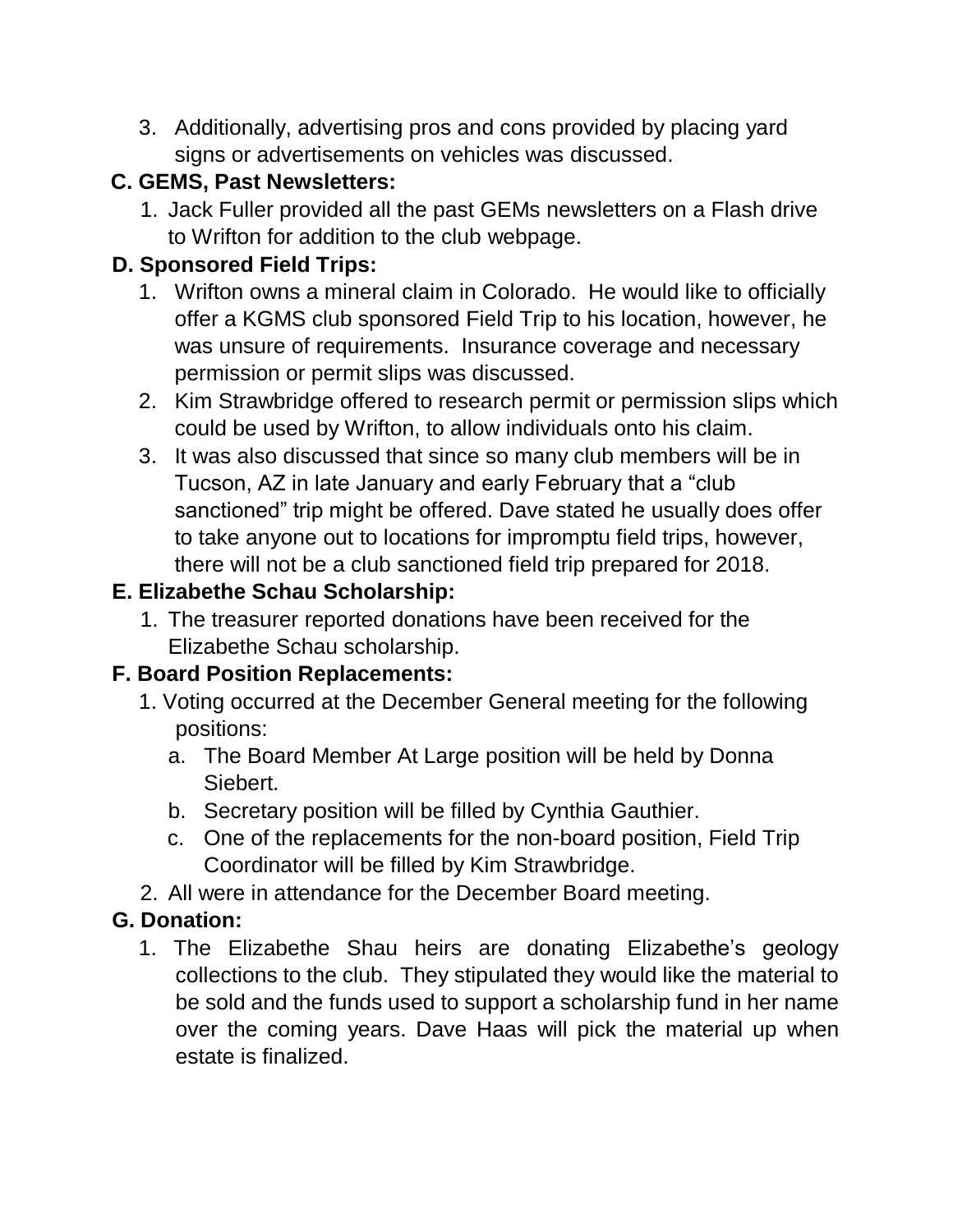3. Additionally, advertising pros and cons provided by placing yard signs or advertisements on vehicles was discussed.

**C. GEMS, Past Newsletters:**

1. Jack Fuller provided all the past GEMs newsletters on a Flash drive to Wrifton for addition to the club webpage.

**D. Sponsored Field Trips:**

1. Wrifton owns a mineral claim in Colorado. He would like to officially offer a KGMS club sponsored Field Trip to his location, however, he was unsure of requirements. Insurance coverage and necessary permission or permit slips was discussed.
2. Kim Strawbridge offered to research permit or permission slips which could be used by Wrifton, to allow individuals onto his claim.
3. It was also discussed that since so many club members will be in Tucson, AZ in late January and early February that a "club sanctioned" trip might be offered. Dave stated he usually does offer to take anyone out to locations for impromptu field trips, however, there will not be a club sanctioned field trip prepared for 2018.

**E. Elizabethe Schau Scholarship:**

1. The treasurer reported donations have been received for the Elizabethe Schau scholarship.

**F. Board Position Replacements:**

1. Voting occurred at the December General meeting for the following positions:
   a. The Board Member At Large position will be held by Donna Siebert.
   b. Secretary position will be filled by Cynthia Gauthier.
   c. One of the replacements for the non-board position, Field Trip Coordinator will be filled by Kim Strawbridge.
2. All were in attendance for the December Board meeting.

**G. Donation:**

1. The Elizabethe Shau heirs are donating Elizabethe's geology collections to the club. They stipulated they would like the material to be sold and the funds used to support a scholarship fund in her name over the coming years. Dave Haas will pick the material up when estate is finalized.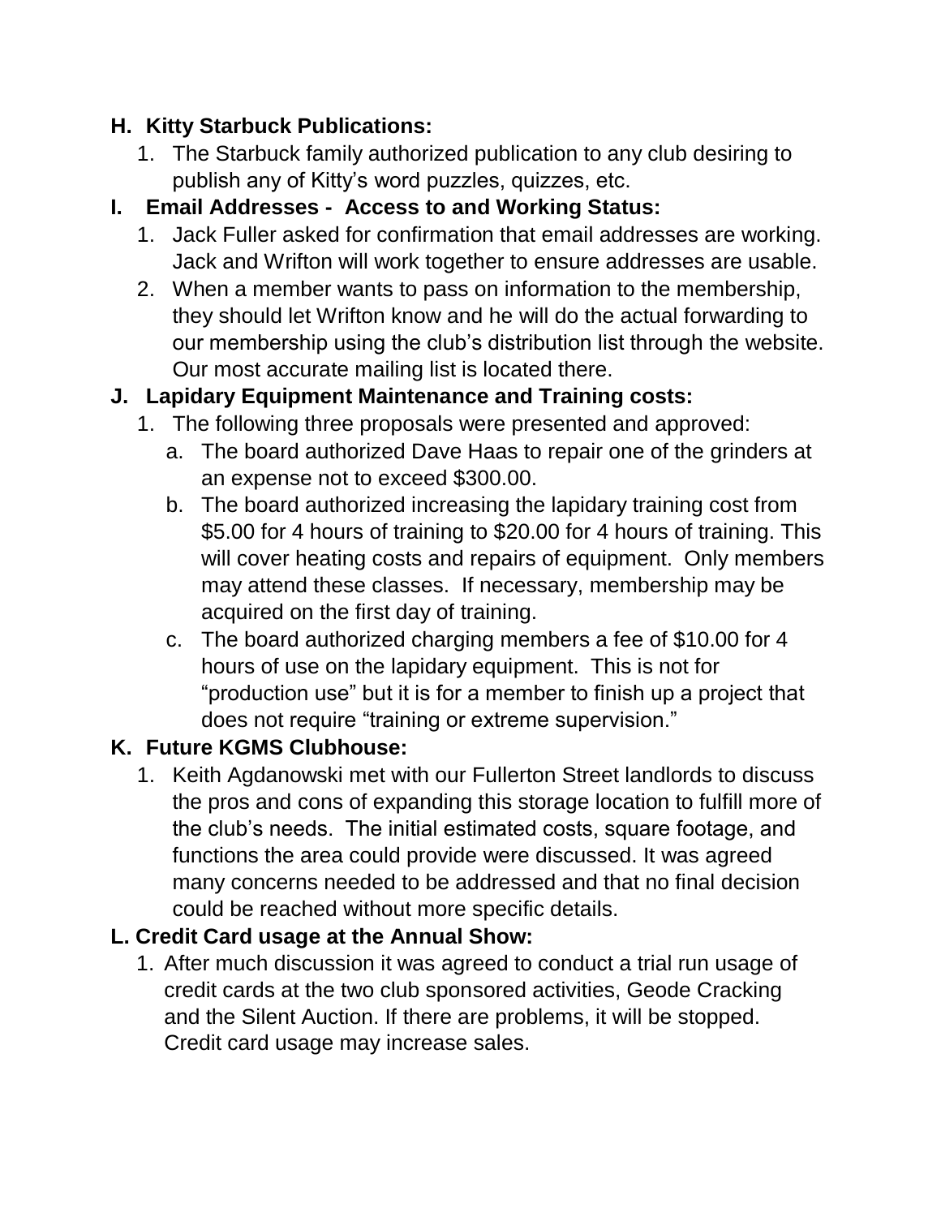**H. Kitty Starbuck Publications:**

1. The Starbuck family authorized publication to any club desiring to publish any of Kitty's word puzzles, quizzes, etc.

**I. Email Addresses - Access to and Working Status:**

1. Jack Fuller asked for confirmation that email addresses are working. Jack and Wrifton will work together to ensure addresses are usable.
2. When a member wants to pass on information to the membership, they should let Wrifton know and he will do the actual forwarding to our membership using the club's distribution list through the website. Our most accurate mailing list is located there.

**J. Lapidary Equipment Maintenance and Training costs:**

1. The following three proposals were presented and approved:
   a. The board authorized Dave Haas to repair one of the grinders at an expense not to exceed $300.00.
   b. The board authorized increasing the lapidary training cost from $5.00 for 4 hours of training to $20.00 for 4 hours of training. This will cover heating costs and repairs of equipment. Only members may attend these classes. If necessary, membership may be acquired on the first day of training.
   c. The board authorized charging members a fee of $10.00 for 4 hours of use on the lapidary equipment. This is not for "production use" but it is for a member to finish up a project that does not require "training or extreme supervision."

**K. Future KGMS Clubhouse:**

1. Keith Agdanowski met with our Fullerton Street landlords to discuss the pros and cons of expanding this storage location to fulfill more of the club's needs. The initial estimated costs, square footage, and functions the area could provide were discussed. It was agreed many concerns needed to be addressed and that no final decision could be reached without more specific details.

**L. Credit Card usage at the Annual Show:**

1. After much discussion it was agreed to conduct a trial run usage of credit cards at the two club sponsored activities, Geode Cracking and the Silent Auction. If there are problems, it will be stopped. Credit card usage may increase sales.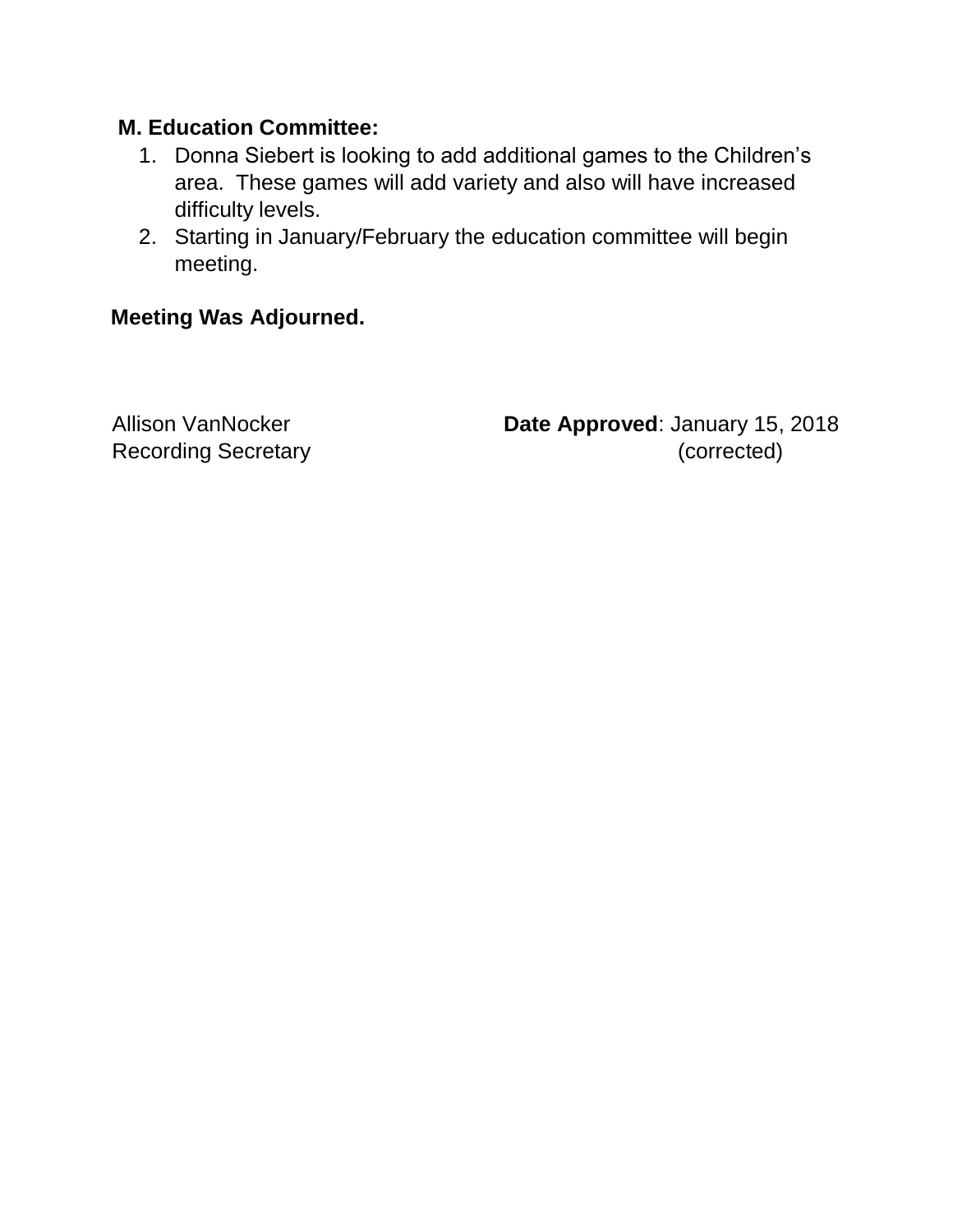**M. Education Committee:**

1. Donna Siebert is looking to add additional games to the Children's area. These games will add variety and also will have increased difficulty levels.
2. Starting in January/February the education committee will begin meeting.

**Meeting Was Adjourned.**

Allison VanNocker
Recording Secretary

**Date Approved**: January 15, 2018
(corrected)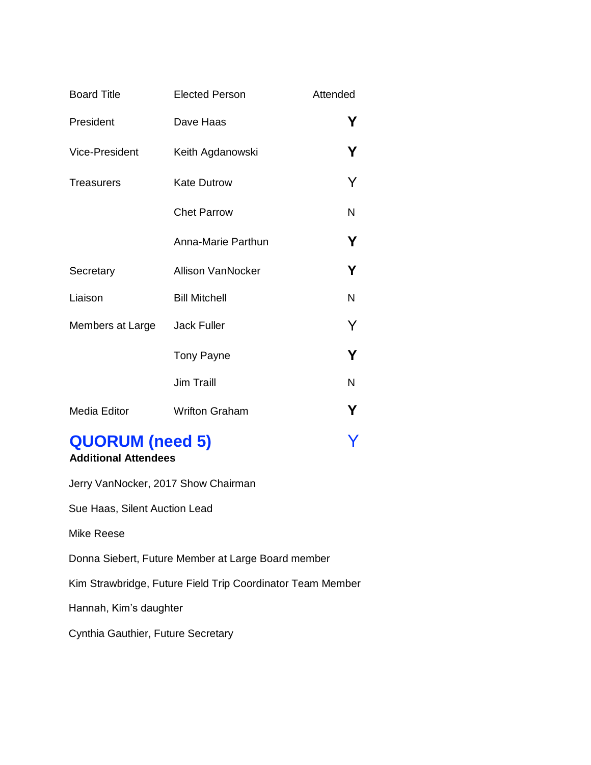| Board Title | Elected Person | Attended |
|---|---|---|
| President | Dave Haas | **Y** |
| Vice-President | Keith Agdanowski | **Y** |
| Treasurers | Kate Dutrow | Y |
| | Chet Parrow | N |
| | Anna-Marie Parthun | **Y** |
| Secretary | Allison VanNocker | **Y** |
| Liaison | Bill Mitchell | N |
| Members at Large | Jack Fuller | Y |
| | Tony Payne | **Y** |
| | Jim Traill | N |
| Media Editor | Wrifton Graham | **Y** |
| **QUORUM (need 5)** | | Y |

**Additional Attendees**

Jerry VanNocker, 2017 Show Chairman

Sue Haas, Silent Auction Lead

Mike Reese

Donna Siebert, Future Member at Large Board member

Kim Strawbridge, Future Field Trip Coordinator Team Member

Hannah, Kim's daughter

Cynthia Gauthier, Future Secretary